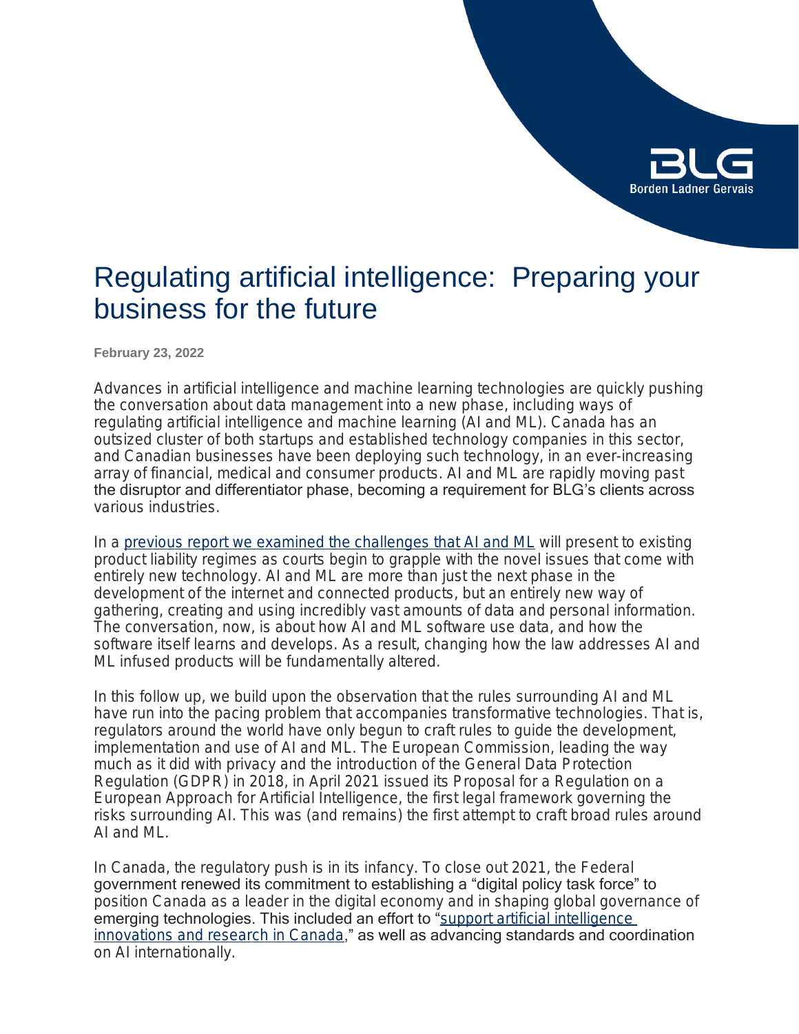# Regulating artificial intelligence: Preparing your business for the future

**February 23, 2022**

Advances in artificial intelligence and machine learning technologies are quickly pushing the conversation about data management into a new phase, including ways of regulating artificial intelligence and machine learning (AI and ML). Canada has an outsized cluster of both startups and established technology companies in this sector, and Canadian businesses have been deploying such technology, in an ever-increasing array of financial, medical and consumer products. AI and ML are rapidly moving past the disruptor and differentiator phase, becoming a requirement for BLG's clients across various industries.

In a previous report we examined the challenges that AI and ML will present to existing product liability regimes as courts begin to grapple with the novel issues that come with entirely new technology. AI and ML are more than just the next phase in the development of the internet and connected products, but an entirely new way of gathering, creating and using incredibly vast amounts of data and personal information. The conversation, now, is about how AI and ML software use data, and how the software itself learns and develops. As a result, changing how the law addresses AI and ML infused products will be fundamentally altered.

In this follow up, we build upon the observation that the rules surrounding AI and ML have run into the pacing problem that accompanies transformative technologies. That is, regulators around the world have only begun to craft rules to guide the development, implementation and use of AI and ML. The European Commission, leading the way much as it did with privacy and the introduction of the General Data Protection Regulation (GDPR) in 2018, in April 2021 issued its Proposal for a Regulation on a European Approach for Artificial Intelligence, the first legal framework governing the risks surrounding AI. This was (and remains) the first attempt to craft broad rules around AI and ML.

In Canada, the regulatory push is in its infancy. To close out 2021, the Federal government renewed its commitment to establishing a "digital policy task force" to position Canada as a leader in the digital economy and in shaping global governance of emerging technologies. This included an effort to "support artificial intelligence innovations and research in Canada," as well as advancing standards and coordination on AI internationally.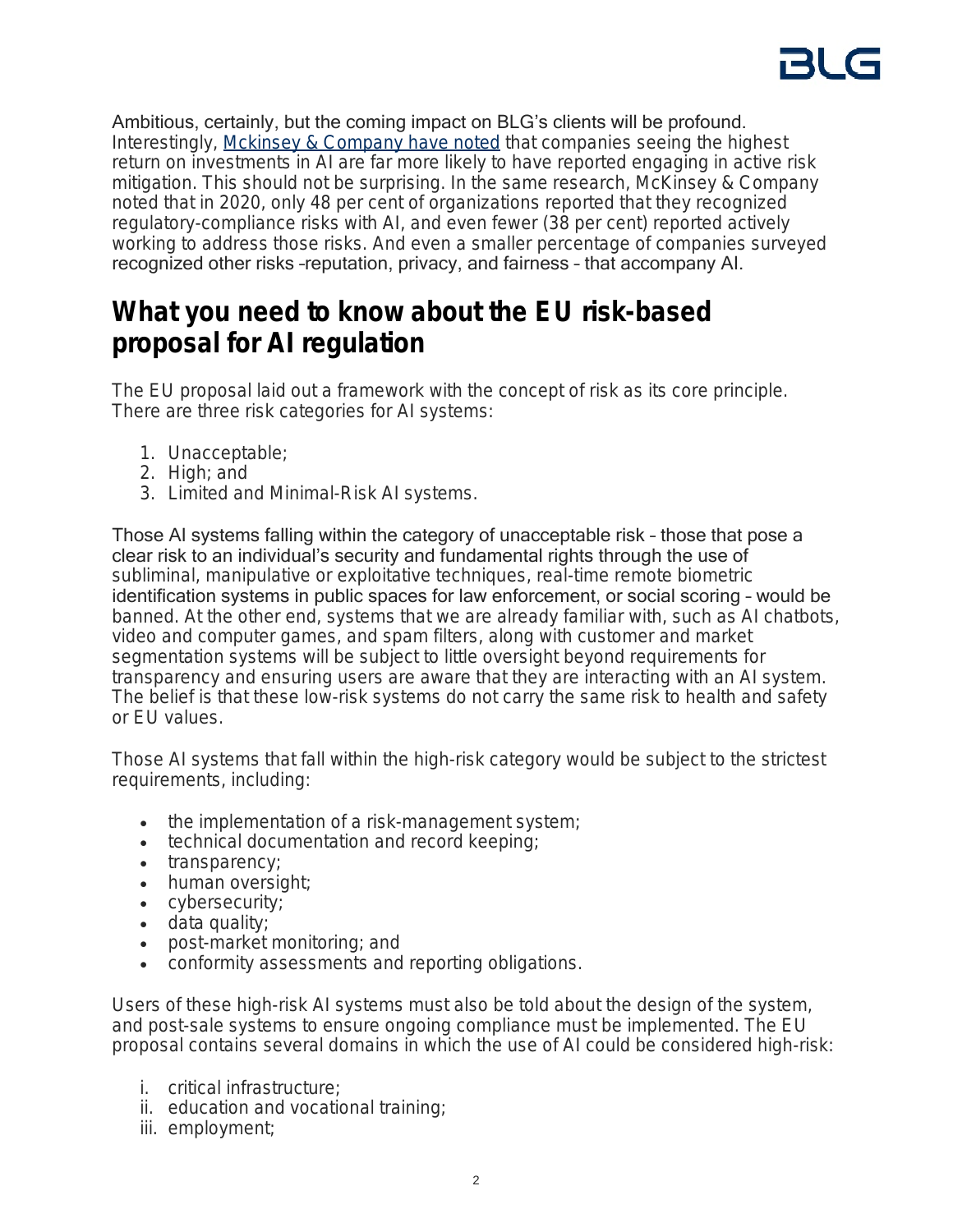Ambitious, certainly, but the coming impact on BLG's clients will be profound. Interestingly, [Mckinsey & Company have noted] that companies seeing the highest return on investments in AI are far more likely to have reported engaging in active risk mitigation. This should not be surprising. In the same research, McKinsey & Company noted that in 2020, only 48 per cent of organizations reported that they recognized regulatory-compliance risks with AI, and even fewer (38 per cent) reported actively working to address those risks. And even a smaller percentage of companies surveyed recognized other risks –reputation, privacy, and fairness – that accompany AI.

## What you need to know about the EU risk-based proposal for AI regulation

The EU proposal laid out a framework with the concept of risk as its core principle. There are three risk categories for AI systems:

1. Unacceptable;
2. High; and
3. Limited and Minimal-Risk AI systems.

Those AI systems falling within the category of unacceptable risk – those that pose a clear risk to an individual's security and fundamental rights through the use of subliminal, manipulative or exploitative techniques, real-time remote biometric identification systems in public spaces for law enforcement, or social scoring – would be banned. At the other end, systems that we are already familiar with, such as AI chatbots, video and computer games, and spam filters, along with customer and market segmentation systems will be subject to little oversight beyond requirements for transparency and ensuring users are aware that they are interacting with an AI system. The belief is that these low-risk systems do not carry the same risk to health and safety or EU values.

Those AI systems that fall within the high-risk category would be subject to the strictest requirements, including:

- the implementation of a risk-management system;
- technical documentation and record keeping;
- transparency;
- human oversight;
- cybersecurity;
- data quality;
- post-market monitoring; and
- conformity assessments and reporting obligations.

Users of these high-risk AI systems must also be told about the design of the system, and post-sale systems to ensure ongoing compliance must be implemented. The EU proposal contains several domains in which the use of AI could be considered high-risk:

i. critical infrastructure;
ii. education and vocational training;
iii. employment;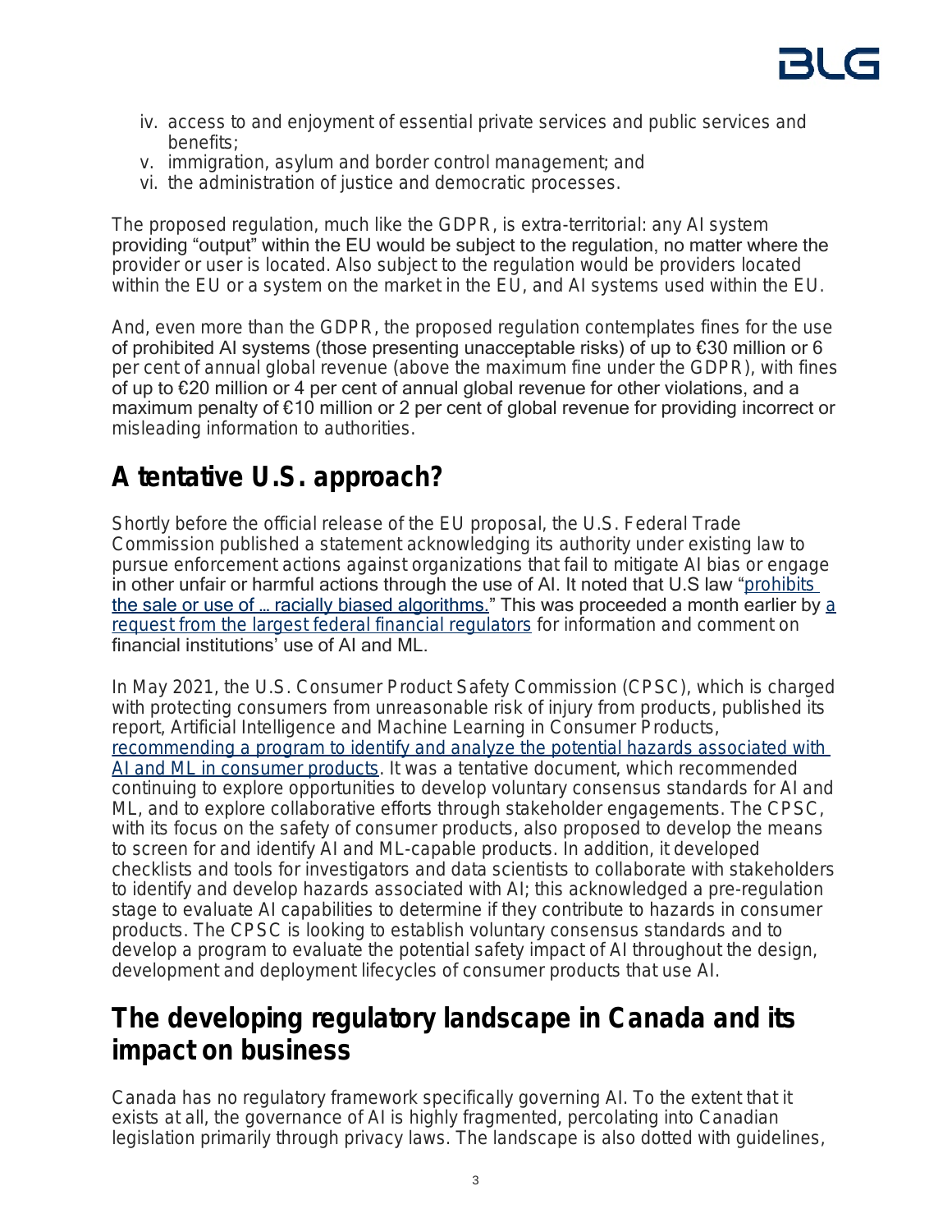iv. access to and enjoyment of essential private services and public services and benefits;
v. immigration, asylum and border control management; and
vi. the administration of justice and democratic processes.

The proposed regulation, much like the GDPR, is extra-territorial: any AI system providing "output" within the EU would be subject to the regulation, no matter where the provider or user is located. Also subject to the regulation would be providers located within the EU or a system on the market in the EU, and AI systems used within the EU.

And, even more than the GDPR, the proposed regulation contemplates fines for the use of prohibited AI systems (those presenting unacceptable risks) of up to €30 million or 6 per cent of annual global revenue (above the maximum fine under the GDPR), with fines of up to €20 million or 4 per cent of annual global revenue for other violations, and a maximum penalty of €10 million or 2 per cent of global revenue for providing incorrect or misleading information to authorities.

## A tentative U.S. approach?

Shortly before the official release of the EU proposal, the U.S. Federal Trade Commission published a statement acknowledging its authority under existing law to pursue enforcement actions against organizations that fail to mitigate AI bias or engage in other unfair or harmful actions through the use of AI. It noted that U.S law "prohibits the sale or use of ... racially biased algorithms." This was proceeded a month earlier by a request from the largest federal financial regulators for information and comment on financial institutions' use of AI and ML.

In May 2021, the U.S. Consumer Product Safety Commission (CPSC), which is charged with protecting consumers from unreasonable risk of injury from products, published its report, Artificial Intelligence and Machine Learning in Consumer Products, recommending a program to identify and analyze the potential hazards associated with AI and ML in consumer products. It was a tentative document, which recommended continuing to explore opportunities to develop voluntary consensus standards for AI and ML, and to explore collaborative efforts through stakeholder engagements. The CPSC, with its focus on the safety of consumer products, also proposed to develop the means to screen for and identify AI and ML-capable products. In addition, it developed checklists and tools for investigators and data scientists to collaborate with stakeholders to identify and develop hazards associated with AI; this acknowledged a pre-regulation stage to evaluate AI capabilities to determine if they contribute to hazards in consumer products. The CPSC is looking to establish voluntary consensus standards and to develop a program to evaluate the potential safety impact of AI throughout the design, development and deployment lifecycles of consumer products that use AI.

## The developing regulatory landscape in Canada and its impact on business

Canada has no regulatory framework specifically governing AI. To the extent that it exists at all, the governance of AI is highly fragmented, percolating into Canadian legislation primarily through privacy laws. The landscape is also dotted with guidelines,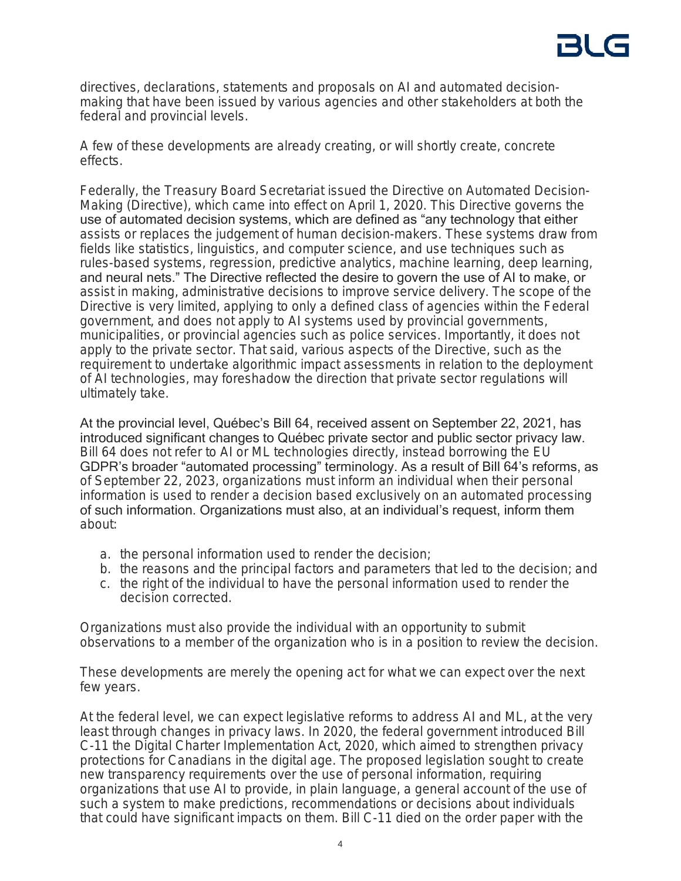directives, declarations, statements and proposals on AI and automated decision-making that have been issued by various agencies and other stakeholders at both the federal and provincial levels.

A few of these developments are already creating, or will shortly create, concrete effects.

Federally, the Treasury Board Secretariat issued the Directive on Automated Decision-Making (Directive), which came into effect on April 1, 2020. This Directive governs the use of automated decision systems, which are defined as "any technology that either assists or replaces the judgement of human decision-makers. These systems draw from fields like statistics, linguistics, and computer science, and use techniques such as rules-based systems, regression, predictive analytics, machine learning, deep learning, and neural nets." The Directive reflected the desire to govern the use of AI to make, or assist in making, administrative decisions to improve service delivery. The scope of the Directive is very limited, applying to only a defined class of agencies within the Federal government, and does not apply to AI systems used by provincial governments, municipalities, or provincial agencies such as police services. Importantly, it does not apply to the private sector. That said, various aspects of the Directive, such as the requirement to undertake algorithmic impact assessments in relation to the deployment of AI technologies, may foreshadow the direction that private sector regulations will ultimately take.

At the provincial level, Québec's Bill 64, received assent on September 22, 2021, has introduced significant changes to Québec private sector and public sector privacy law. Bill 64 does not refer to AI or ML technologies directly, instead borrowing the EU GDPR's broader "automated processing" terminology. As a result of Bill 64's reforms, as of September 22, 2023, organizations must inform an individual when their personal information is used to render a decision based exclusively on an automated processing of such information. Organizations must also, at an individual's request, inform them about:

a. the personal information used to render the decision;
b. the reasons and the principal factors and parameters that led to the decision; and
c. the right of the individual to have the personal information used to render the decision corrected.

Organizations must also provide the individual with an opportunity to submit observations to a member of the organization who is in a position to review the decision.

These developments are merely the opening act for what we can expect over the next few years.

At the federal level, we can expect legislative reforms to address AI and ML, at the very least through changes in privacy laws. In 2020, the federal government introduced Bill C-11 the Digital Charter Implementation Act, 2020, which aimed to strengthen privacy protections for Canadians in the digital age. The proposed legislation sought to create new transparency requirements over the use of personal information, requiring organizations that use AI to provide, in plain language, a general account of the use of such a system to make predictions, recommendations or decisions about individuals that could have significant impacts on them. Bill C-11 died on the order paper with the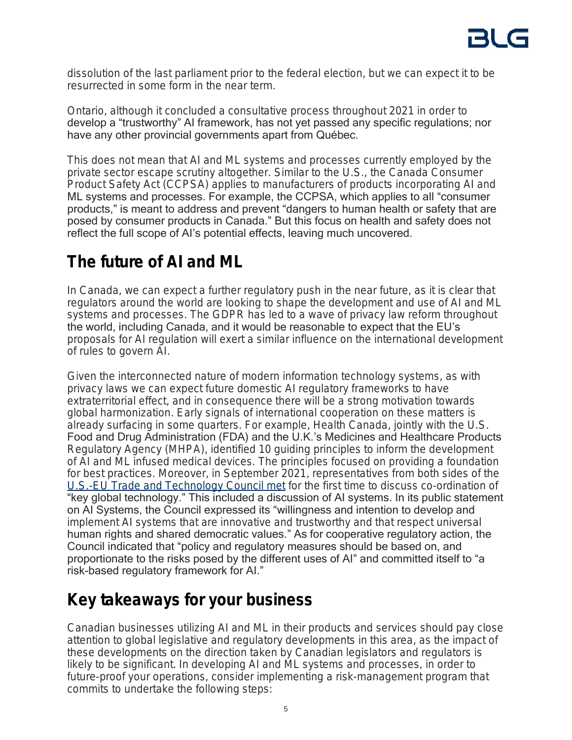dissolution of the last parliament prior to the federal election, but we can expect it to be resurrected in some form in the near term.

Ontario, although it concluded a consultative process throughout 2021 in order to develop a "trustworthy" AI framework, has not yet passed any specific regulations; nor have any other provincial governments apart from Québec.

This does not mean that AI and ML systems and processes currently employed by the private sector escape scrutiny altogether. Similar to the U.S., the Canada Consumer Product Safety Act (CCPSA) applies to manufacturers of products incorporating AI and ML systems and processes. For example, the CCPSA, which applies to all "consumer products," is meant to address and prevent "dangers to human health or safety that are posed by consumer products in Canada." But this focus on health and safety does not reflect the full scope of AI's potential effects, leaving much uncovered.

## The future of AI and ML

In Canada, we can expect a further regulatory push in the near future, as it is clear that regulators around the world are looking to shape the development and use of AI and ML systems and processes. The GDPR has led to a wave of privacy law reform throughout the world, including Canada, and it would be reasonable to expect that the EU's proposals for AI regulation will exert a similar influence on the international development of rules to govern AI.

Given the interconnected nature of modern information technology systems, as with privacy laws we can expect future domestic AI regulatory frameworks to have extraterritorial effect, and in consequence there will be a strong motivation towards global harmonization. Early signals of international cooperation on these matters is already surfacing in some quarters. For example, Health Canada, jointly with the U.S. Food and Drug Administration (FDA) and the U.K.'s Medicines and Healthcare Products Regulatory Agency (MHPA), identified 10 guiding principles to inform the development of AI and ML infused medical devices. The principles focused on providing a foundation for best practices. Moreover, in September 2021, representatives from both sides of the U.S.-EU Trade and Technology Council met for the first time to discuss co-ordination of "key global technology." This included a discussion of AI systems. In its public statement on AI Systems, the Council expressed its "willingness and intention to develop and implement AI systems that are innovative and trustworthy and that respect universal human rights and shared democratic values." As for cooperative regulatory action, the Council indicated that "policy and regulatory measures should be based on, and proportionate to the risks posed by the different uses of AI" and committed itself to "a risk-based regulatory framework for AI."

## Key takeaways for your business

Canadian businesses utilizing AI and ML in their products and services should pay close attention to global legislative and regulatory developments in this area, as the impact of these developments on the direction taken by Canadian legislators and regulators is likely to be significant. In developing AI and ML systems and processes, in order to future-proof your operations, consider implementing a risk-management program that commits to undertake the following steps: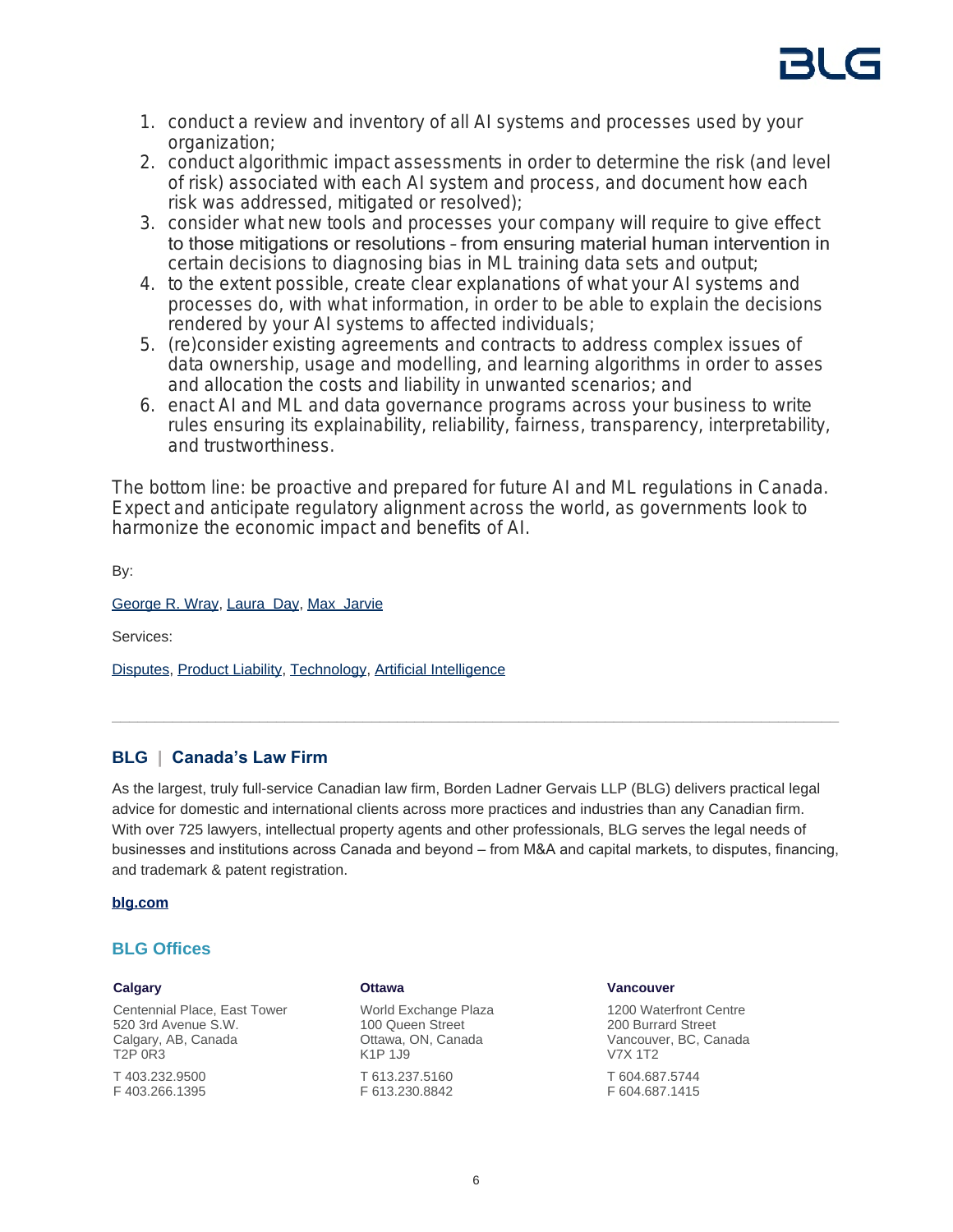1. conduct a review and inventory of all AI systems and processes used by your organization;
2. conduct algorithmic impact assessments in order to determine the risk (and level of risk) associated with each AI system and process, and document how each risk was addressed, mitigated or resolved);
3. consider what new tools and processes your company will require to give effect to those mitigations or resolutions – from ensuring material human intervention in certain decisions to diagnosing bias in ML training data sets and output;
4. to the extent possible, create clear explanations of what your AI systems and processes do, with what information, in order to be able to explain the decisions rendered by your AI systems to affected individuals;
5. (re)consider existing agreements and contracts to address complex issues of data ownership, usage and modelling, and learning algorithms in order to asses and allocation the costs and liability in unwanted scenarios; and
6. enact AI and ML and data governance programs across your business to write rules ensuring its explainability, reliability, fairness, transparency, interpretability, and trustworthiness.

The bottom line: be proactive and prepared for future AI and ML regulations in Canada. Expect and anticipate regulatory alignment across the world, as governments look to harmonize the economic impact and benefits of AI.

By:

George R. Wray, Laura Day, Max Jarvie

Services:

Disputes, Product Liability, Technology, Artificial Intelligence

---

## BLG | Canada's Law Firm

As the largest, truly full-service Canadian law firm, Borden Ladner Gervais LLP (BLG) delivers practical legal advice for domestic and international clients across more practices and industries than any Canadian firm. With over 725 lawyers, intellectual property agents and other professionals, BLG serves the legal needs of businesses and institutions across Canada and beyond – from M&A and capital markets, to disputes, financing, and trademark & patent registration.

**blg.com**

## BLG Offices

**Calgary**

Centennial Place, East Tower
520 3rd Avenue S.W.
Calgary, AB, Canada
T2P 0R3

T 403.232.9500
F 403.266.1395

**Ottawa**

World Exchange Plaza
100 Queen Street
Ottawa, ON, Canada
K1P 1J9

T 613.237.5160
F 613.230.8842

**Vancouver**

1200 Waterfront Centre
200 Burrard Street
Vancouver, BC, Canada
V7X 1T2

T 604.687.5744
F 604.687.1415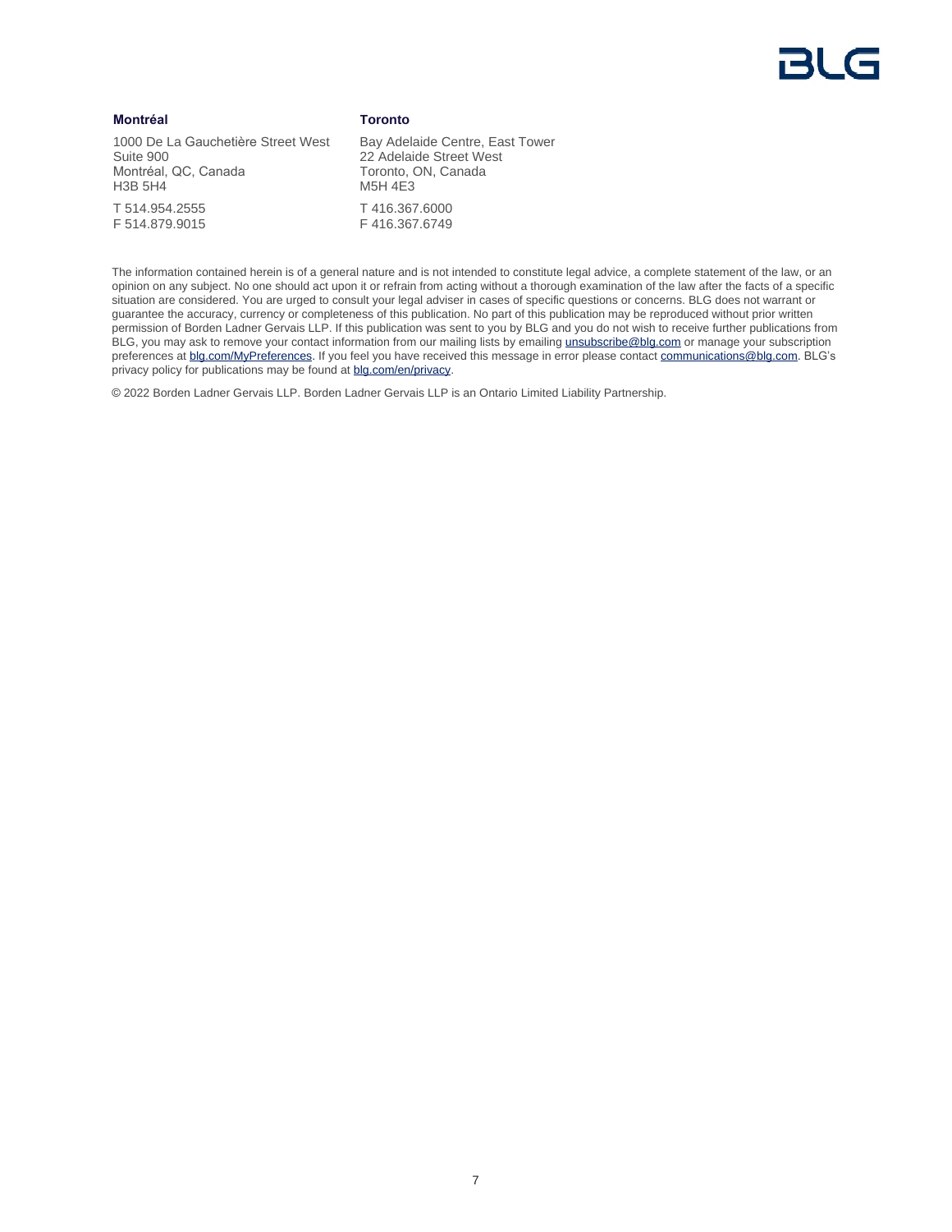**Montréal**

1000 De La Gauchetière Street West
Suite 900
Montréal, QC, Canada
H3B 5H4

T 514.954.2555
F 514.879.9015

**Toronto**

Bay Adelaide Centre, East Tower
22 Adelaide Street West
Toronto, ON, Canada
M5H 4E3

T 416.367.6000
F 416.367.6749

The information contained herein is of a general nature and is not intended to constitute legal advice, a complete statement of the law, or an opinion on any subject. No one should act upon it or refrain from acting without a thorough examination of the law after the facts of a specific situation are considered. You are urged to consult your legal adviser in cases of specific questions or concerns. BLG does not warrant or guarantee the accuracy, currency or completeness of this publication. No part of this publication may be reproduced without prior written permission of Borden Ladner Gervais LLP. If this publication was sent to you by BLG and you do not wish to receive further publications from BLG, you may ask to remove your contact information from our mailing lists by emailing unsubscribe@blg.com or manage your subscription preferences at blg.com/MyPreferences. If you feel you have received this message in error please contact communications@blg.com. BLG's privacy policy for publications may be found at blg.com/en/privacy.

© 2022 Borden Ladner Gervais LLP. Borden Ladner Gervais LLP is an Ontario Limited Liability Partnership.